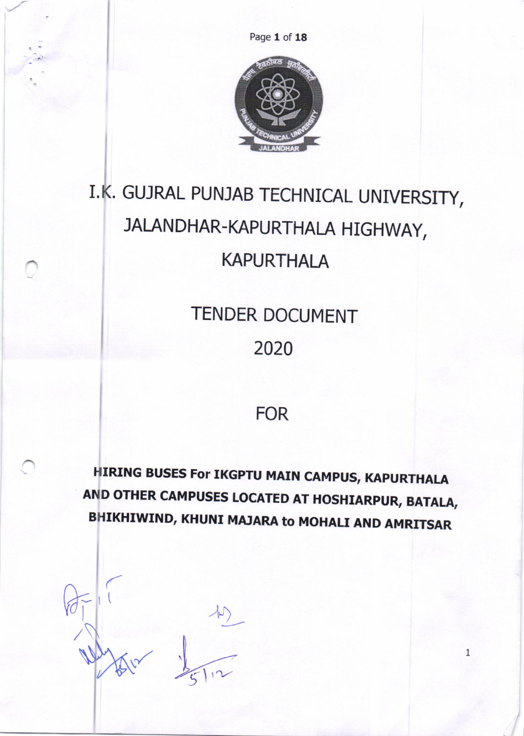# I.K. GUJRAL PUNJAB TECHNICAL UNIVERSITY, JALANDHAR-KAPURTHALA HIGHWAY, KAPURTHALA

## TENDER DOCUMENT

## 2020

## FOR

**HIRING BUSES For IKGPTU MAIN CAMPUS, KAPURTHALA AND OTHER CAMPUSES LOCATED AT HOSHIARPUR, BATALA, BHIKHIWIND, KHUNI MAJARA to MOHALI AND AMRITSAR**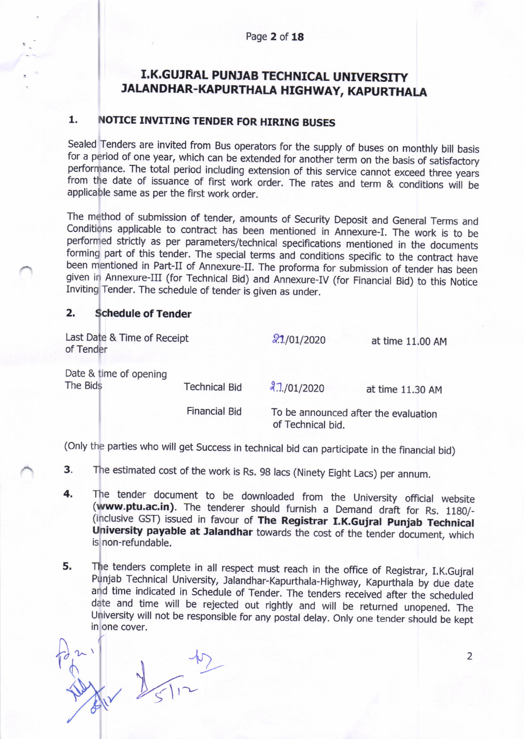# I.K.GUJRAL PUNJAB TECHNICAL UNIVERSITY JALANDHAR-KAPURTHALA HIGHWAY, KAPURTHALA

## 1. NOTICE INVITING TENDER FOR HIRING BUSES

Sealed Tenders are invited from Bus operators for the supply of buses on monthly bill basis for a period of one year, which can be extended for another term on the basis of satisfactory performance. The total period including extension of this service cannot exceed three years from the date of issuance of first work order. The rates and term & conditions will be applicable same as per the first work order.

The method of submission of tender, amounts of Security Deposit and General Terms and Conditions applicable to contract has been mentioned in Annexure-I. The work is to be performed strictly as per parameters/technical specifications mentioned in the documents forming part of this tender. The special terms and conditions specific to the contract have been mentioned in Part-II of Annexure-II. The proforma for submission of tender has been given in Annexure-III (for Technical Bid) and Annexure-IV (for Financial Bid) to this Notice Inviting Tender. The schedule of tender is given as under.

## 2. Schedule of Tender

| | | | |
|---|---|---|---|
| Last Date & Time of Receipt of Tender | | 21/01/2020 | at time 11.00 AM |
| Date & time of opening The Bids | Technical Bid | 21/01/2020 | at time 11.30 AM |
| | Financial Bid | To be announced after the evaluation of Technical bid. | |

(Only the parties who will get Success in technical bid can participate in the financial bid)

3. The estimated cost of the work is Rs. 98 lacs (Ninety Eight Lacs) per annum.

4. The tender document to be downloaded from the University official website (**www.ptu.ac.in**). The tenderer should furnish a Demand draft for Rs. 1180/- (inclusive GST) issued in favour of **The Registrar I.K.Gujral Punjab Technical University payable at Jalandhar** towards the cost of the tender document, which is non-refundable.

5. The tenders complete in all respect must reach in the office of Registrar, I.K.Gujral Punjab Technical University, Jalandhar-Kapurthala-Highway, Kapurthala by due date and time indicated in Schedule of Tender. The tenders received after the scheduled date and time will be rejected out rightly and will be returned unopened. The University will not be responsible for any postal delay. Only one tender should be kept in one cover.